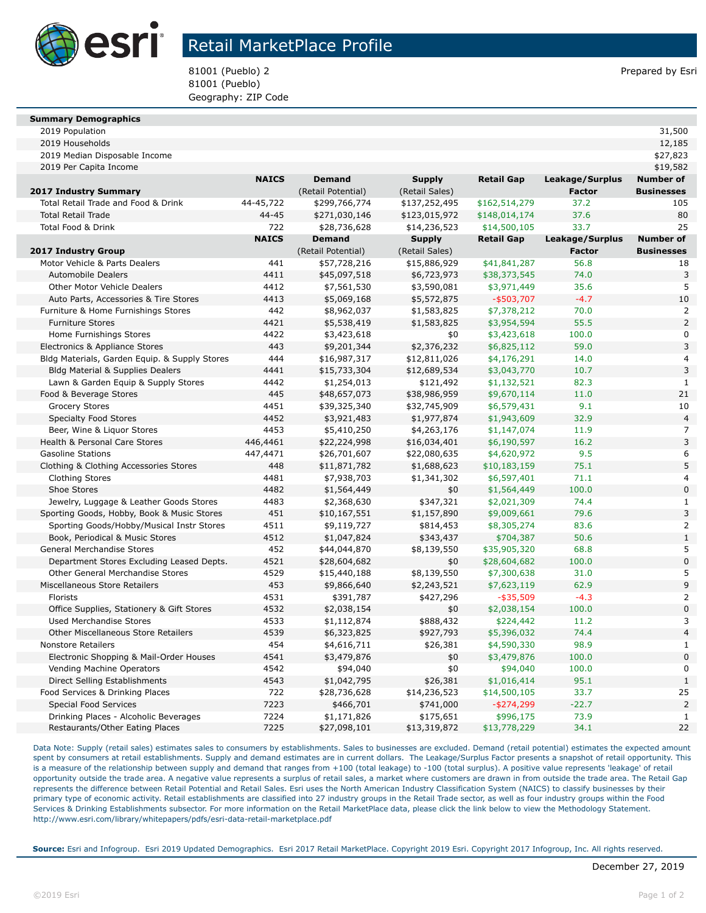# Retail MarketPlace Profile

81001 (Pueblo) 2
81001 (Pueblo)
Geography: ZIP Code

Prepared by Esri

| Summary Demographics | | | | | | |
|---|---|---|---|---|---|---|
| 2019 Population | | | | | | 31,500 |
| 2019 Households | | | | | | 12,185 |
| 2019 Median Disposable Income | | | | | | $27,823 |
| 2019 Per Capita Income | | | | | | $19,582 |

| 2017 Industry Summary | NAICS | Demand (Retail Potential) | Supply (Retail Sales) | Retail Gap | Leakage/Surplus Factor | Number of Businesses |
|---|---|---|---|---|---|---|
| Total Retail Trade and Food & Drink | 44-45,722 | $299,766,774 | $137,252,495 | $162,514,279 | 37.2 | 105 |
| Total Retail Trade | 44-45 | $271,030,146 | $123,015,972 | $148,014,174 | 37.6 | 80 |
| Total Food & Drink | 722 | $28,736,628 | $14,236,523 | $14,500,105 | 33.7 | 25 |

| 2017 Industry Group | NAICS | Demand (Retail Potential) | Supply (Retail Sales) | Retail Gap | Leakage/Surplus Factor | Number of Businesses |
|---|---|---|---|---|---|---|
| Motor Vehicle & Parts Dealers | 441 | $57,728,216 | $15,886,929 | $41,841,287 | 56.8 | 18 |
| Automobile Dealers | 4411 | $45,097,518 | $6,723,973 | $38,373,545 | 74.0 | 3 |
| Other Motor Vehicle Dealers | 4412 | $7,561,530 | $3,590,081 | $3,971,449 | 35.6 | 5 |
| Auto Parts, Accessories & Tire Stores | 4413 | $5,069,168 | $5,572,875 | -$503,707 | -4.7 | 10 |
| Furniture & Home Furnishings Stores | 442 | $8,962,037 | $1,583,825 | $7,378,212 | 70.0 | 2 |
| Furniture Stores | 4421 | $5,538,419 | $1,583,825 | $3,954,594 | 55.5 | 2 |
| Home Furnishings Stores | 4422 | $3,423,618 | $0 | $3,423,618 | 100.0 | 0 |
| Electronics & Appliance Stores | 443 | $9,201,344 | $2,376,232 | $6,825,112 | 59.0 | 3 |
| Bldg Materials, Garden Equip. & Supply Stores | 444 | $16,987,317 | $12,811,026 | $4,176,291 | 14.0 | 4 |
| Bldg Material & Supplies Dealers | 4441 | $15,733,304 | $12,689,534 | $3,043,770 | 10.7 | 3 |
| Lawn & Garden Equip & Supply Stores | 4442 | $1,254,013 | $121,492 | $1,132,521 | 82.3 | 1 |
| Food & Beverage Stores | 445 | $48,657,073 | $38,986,959 | $9,670,114 | 11.0 | 21 |
| Grocery Stores | 4451 | $39,325,340 | $32,745,909 | $6,579,431 | 9.1 | 10 |
| Specialty Food Stores | 4452 | $3,921,483 | $1,977,874 | $1,943,609 | 32.9 | 4 |
| Beer, Wine & Liquor Stores | 4453 | $5,410,250 | $4,263,176 | $1,147,074 | 11.9 | 7 |
| Health & Personal Care Stores | 446,4461 | $22,224,998 | $16,034,401 | $6,190,597 | 16.2 | 3 |
| Gasoline Stations | 447,4471 | $26,701,607 | $22,080,635 | $4,620,972 | 9.5 | 6 |
| Clothing & Clothing Accessories Stores | 448 | $11,871,782 | $1,688,623 | $10,183,159 | 75.1 | 5 |
| Clothing Stores | 4481 | $7,938,703 | $1,341,302 | $6,597,401 | 71.1 | 4 |
| Shoe Stores | 4482 | $1,564,449 | $0 | $1,564,449 | 100.0 | 0 |
| Jewelry, Luggage & Leather Goods Stores | 4483 | $2,368,630 | $347,321 | $2,021,309 | 74.4 | 1 |
| Sporting Goods, Hobby, Book & Music Stores | 451 | $10,167,551 | $1,157,890 | $9,009,661 | 79.6 | 3 |
| Sporting Goods/Hobby/Musical Instr Stores | 4511 | $9,119,727 | $814,453 | $8,305,274 | 83.6 | 2 |
| Book, Periodical & Music Stores | 4512 | $1,047,824 | $343,437 | $704,387 | 50.6 | 1 |
| General Merchandise Stores | 452 | $44,044,870 | $8,139,550 | $35,905,320 | 68.8 | 5 |
| Department Stores Excluding Leased Depts. | 4521 | $28,604,682 | $0 | $28,604,682 | 100.0 | 0 |
| Other General Merchandise Stores | 4529 | $15,440,188 | $8,139,550 | $7,300,638 | 31.0 | 5 |
| Miscellaneous Store Retailers | 453 | $9,866,640 | $2,243,521 | $7,623,119 | 62.9 | 9 |
| Florists | 4531 | $391,787 | $427,296 | -$35,509 | -4.3 | 2 |
| Office Supplies, Stationery & Gift Stores | 4532 | $2,038,154 | $0 | $2,038,154 | 100.0 | 0 |
| Used Merchandise Stores | 4533 | $1,112,874 | $888,432 | $224,442 | 11.2 | 3 |
| Other Miscellaneous Store Retailers | 4539 | $6,323,825 | $927,793 | $5,396,032 | 74.4 | 4 |
| Nonstore Retailers | 454 | $4,616,711 | $26,381 | $4,590,330 | 98.9 | 1 |
| Electronic Shopping & Mail-Order Houses | 4541 | $3,479,876 | $0 | $3,479,876 | 100.0 | 0 |
| Vending Machine Operators | 4542 | $94,040 | $0 | $94,040 | 100.0 | 0 |
| Direct Selling Establishments | 4543 | $1,042,795 | $26,381 | $1,016,414 | 95.1 | 1 |
| Food Services & Drinking Places | 722 | $28,736,628 | $14,236,523 | $14,500,105 | 33.7 | 25 |
| Special Food Services | 7223 | $466,701 | $741,000 | -$274,299 | -22.7 | 2 |
| Drinking Places - Alcoholic Beverages | 7224 | $1,171,826 | $175,651 | $996,175 | 73.9 | 1 |
| Restaurants/Other Eating Places | 7225 | $27,098,101 | $13,319,872 | $13,778,229 | 34.1 | 22 |

Data Note: Supply (retail sales) estimates sales to consumers by establishments. Sales to businesses are excluded. Demand (retail potential) estimates the expected amount spent by consumers at retail establishments. Supply and demand estimates are in current dollars. The Leakage/Surplus Factor presents a snapshot of retail opportunity. This is a measure of the relationship between supply and demand that ranges from +100 (total leakage) to -100 (total surplus). A positive value represents 'leakage' of retail opportunity outside the trade area. A negative value represents a surplus of retail sales, a market where customers are drawn in from outside the trade area. The Retail Gap represents the difference between Retail Potential and Retail Sales. Esri uses the North American Industry Classification System (NAICS) to classify businesses by their primary type of economic activity. Retail establishments are classified into 27 industry groups in the Retail Trade sector, as well as four industry groups within the Food Services & Drinking Establishments subsector. For more information on the Retail MarketPlace data, please click the link below to view the Methodology Statement.
http://www.esri.com/library/whitepapers/pdfs/esri-data-retail-marketplace.pdf

**Source:** Esri and Infogroup. Esri 2019 Updated Demographics. Esri 2017 Retail MarketPlace. Copyright 2019 Esri. Copyright 2017 Infogroup, Inc. All rights reserved.

December 27, 2019

©2019 Esri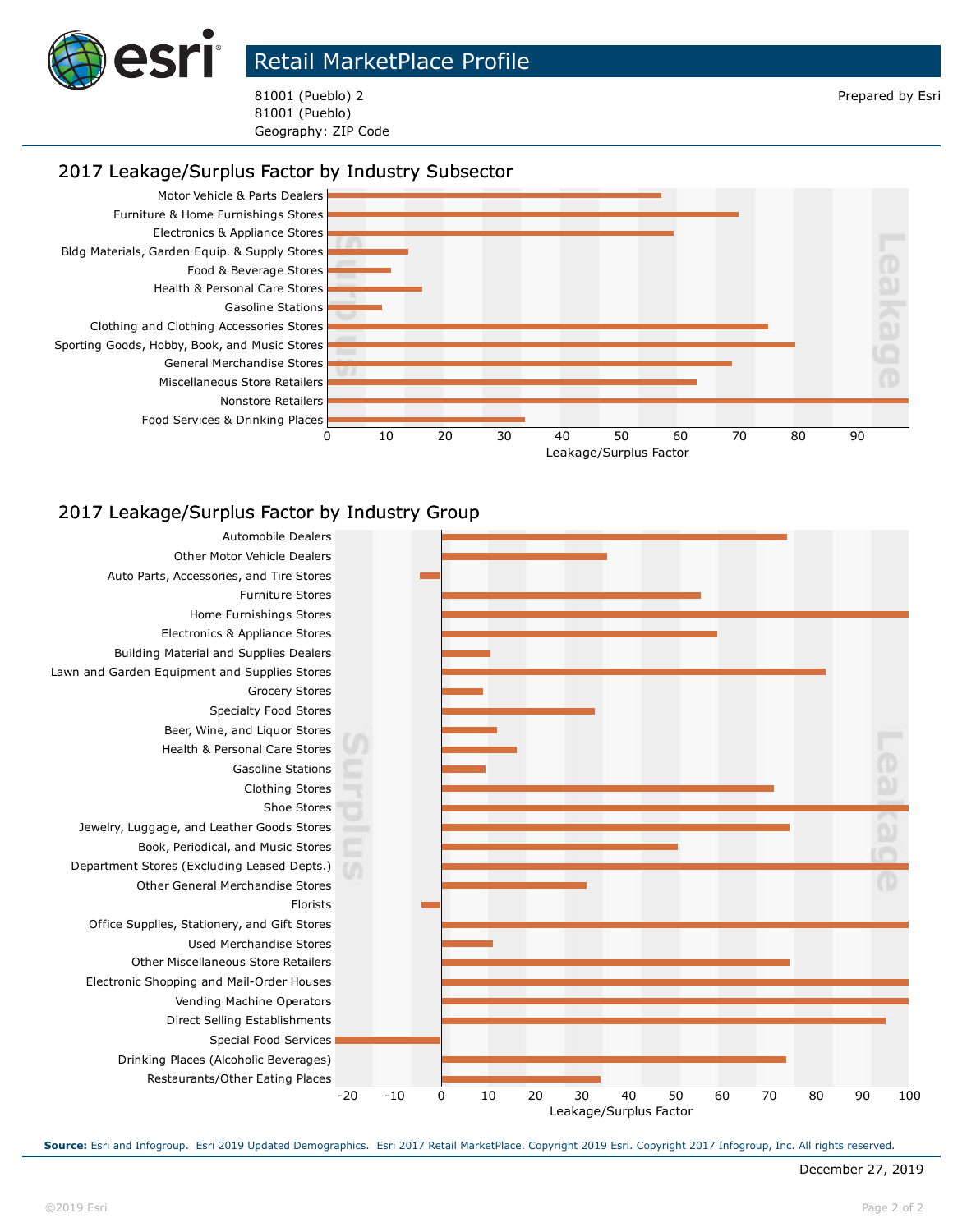# Retail MarketPlace Profile

81001 (Pueblo) 2
81001 (Pueblo)
Geography: ZIP Code

Prepared by Esri

## 2017 Leakage/Surplus Factor by Industry Subsector

Motor Vehicle & Parts Dealers
Furniture & Home Furnishings Stores
Electronics & Appliance Stores
Bldg Materials, Garden Equip. & Supply Stores
Food & Beverage Stores
Health & Personal Care Stores
Gasoline Stations
Clothing and Clothing Accessories Stores
Sporting Goods, Hobby, Book, and Music Stores
General Merchandise Stores
Miscellaneous Store Retailers
Nonstore Retailers
Food Services & Drinking Places

Surplus
Leakage

0 10 20 30 40 50 60 70 80 90

Leakage/Surplus Factor

## 2017 Leakage/Surplus Factor by Industry Group

Automobile Dealers
Other Motor Vehicle Dealers
Auto Parts, Accessories, and Tire Stores
Furniture Stores
Home Furnishings Stores
Electronics & Appliance Stores
Building Material and Supplies Dealers
Lawn and Garden Equipment and Supplies Stores
Grocery Stores
Specialty Food Stores
Beer, Wine, and Liquor Stores
Health & Personal Care Stores
Gasoline Stations
Clothing Stores
Shoe Stores
Jewelry, Luggage, and Leather Goods Stores
Book, Periodical, and Music Stores
Department Stores (Excluding Leased Depts.)
Other General Merchandise Stores
Florists
Office Supplies, Stationery, and Gift Stores
Used Merchandise Stores
Other Miscellaneous Store Retailers
Electronic Shopping and Mail-Order Houses
Vending Machine Operators
Direct Selling Establishments
Special Food Services
Drinking Places (Alcoholic Beverages)
Restaurants/Other Eating Places

Surplus
Leakage

-20 -10 0 10 20 30 40 50 60 70 80 90 100

Leakage/Surplus Factor

**Source:** Esri and Infogroup. Esri 2019 Updated Demographics. Esri 2017 Retail MarketPlace. Copyright 2019 Esri. Copyright 2017 Infogroup, Inc. All rights reserved.

December 27, 2019